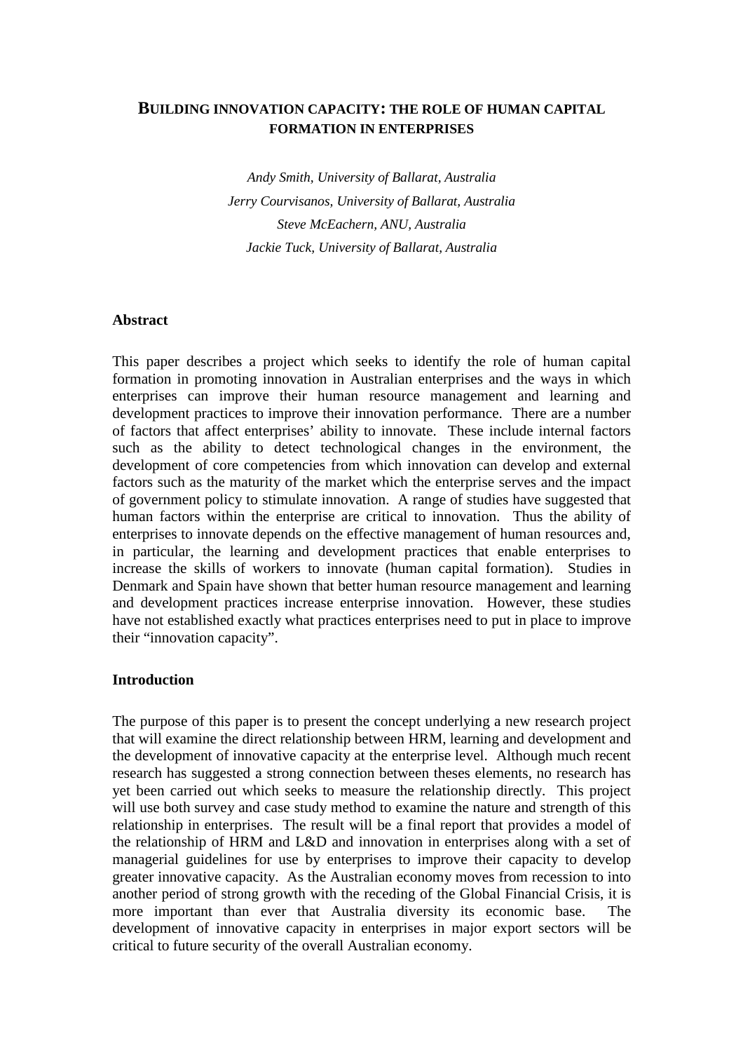# BUILDING INNOVATION CAPACITY: THE ROLE OF HUMAN CAPITAL FORMATION IN ENTERPRISES

*Andy Smith, University of Ballarat, Australia*
*Jerry Courvisanos, University of Ballarat, Australia*
*Steve McEachern, ANU, Australia*
*Jackie Tuck, University of Ballarat, Australia*

## Abstract

This paper describes a project which seeks to identify the role of human capital formation in promoting innovation in Australian enterprises and the ways in which enterprises can improve their human resource management and learning and development practices to improve their innovation performance. There are a number of factors that affect enterprises' ability to innovate. These include internal factors such as the ability to detect technological changes in the environment, the development of core competencies from which innovation can develop and external factors such as the maturity of the market which the enterprise serves and the impact of government policy to stimulate innovation. A range of studies have suggested that human factors within the enterprise are critical to innovation. Thus the ability of enterprises to innovate depends on the effective management of human resources and, in particular, the learning and development practices that enable enterprises to increase the skills of workers to innovate (human capital formation). Studies in Denmark and Spain have shown that better human resource management and learning and development practices increase enterprise innovation. However, these studies have not established exactly what practices enterprises need to put in place to improve their "innovation capacity".

## Introduction

The purpose of this paper is to present the concept underlying a new research project that will examine the direct relationship between HRM, learning and development and the development of innovative capacity at the enterprise level. Although much recent research has suggested a strong connection between theses elements, no research has yet been carried out which seeks to measure the relationship directly. This project will use both survey and case study method to examine the nature and strength of this relationship in enterprises. The result will be a final report that provides a model of the relationship of HRM and L&D and innovation in enterprises along with a set of managerial guidelines for use by enterprises to improve their capacity to develop greater innovative capacity. As the Australian economy moves from recession to into another period of strong growth with the receding of the Global Financial Crisis, it is more important than ever that Australia diversity its economic base. The development of innovative capacity in enterprises in major export sectors will be critical to future security of the overall Australian economy.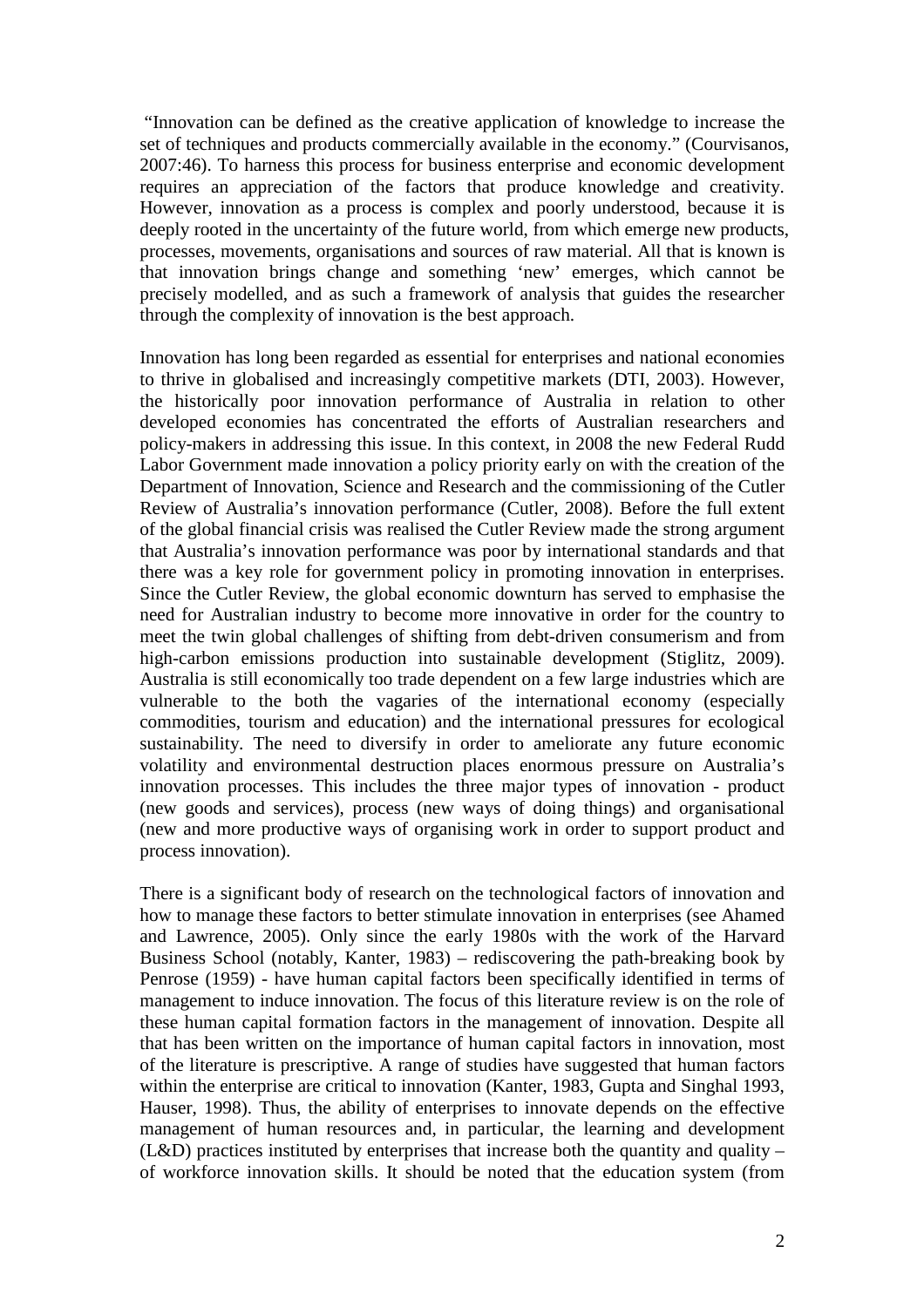"Innovation can be defined as the creative application of knowledge to increase the set of techniques and products commercially available in the economy." (Courvisanos, 2007:46). To harness this process for business enterprise and economic development requires an appreciation of the factors that produce knowledge and creativity. However, innovation as a process is complex and poorly understood, because it is deeply rooted in the uncertainty of the future world, from which emerge new products, processes, movements, organisations and sources of raw material. All that is known is that innovation brings change and something 'new' emerges, which cannot be precisely modelled, and as such a framework of analysis that guides the researcher through the complexity of innovation is the best approach.

Innovation has long been regarded as essential for enterprises and national economies to thrive in globalised and increasingly competitive markets (DTI, 2003). However, the historically poor innovation performance of Australia in relation to other developed economies has concentrated the efforts of Australian researchers and policy-makers in addressing this issue. In this context, in 2008 the new Federal Rudd Labor Government made innovation a policy priority early on with the creation of the Department of Innovation, Science and Research and the commissioning of the Cutler Review of Australia's innovation performance (Cutler, 2008). Before the full extent of the global financial crisis was realised the Cutler Review made the strong argument that Australia's innovation performance was poor by international standards and that there was a key role for government policy in promoting innovation in enterprises. Since the Cutler Review, the global economic downturn has served to emphasise the need for Australian industry to become more innovative in order for the country to meet the twin global challenges of shifting from debt-driven consumerism and from high-carbon emissions production into sustainable development (Stiglitz, 2009). Australia is still economically too trade dependent on a few large industries which are vulnerable to the both the vagaries of the international economy (especially commodities, tourism and education) and the international pressures for ecological sustainability. The need to diversify in order to ameliorate any future economic volatility and environmental destruction places enormous pressure on Australia's innovation processes. This includes the three major types of innovation - product (new goods and services), process (new ways of doing things) and organisational (new and more productive ways of organising work in order to support product and process innovation).

There is a significant body of research on the technological factors of innovation and how to manage these factors to better stimulate innovation in enterprises (see Ahamed and Lawrence, 2005). Only since the early 1980s with the work of the Harvard Business School (notably, Kanter, 1983) – rediscovering the path-breaking book by Penrose (1959) - have human capital factors been specifically identified in terms of management to induce innovation. The focus of this literature review is on the role of these human capital formation factors in the management of innovation. Despite all that has been written on the importance of human capital factors in innovation, most of the literature is prescriptive. A range of studies have suggested that human factors within the enterprise are critical to innovation (Kanter, 1983, Gupta and Singhal 1993, Hauser, 1998). Thus, the ability of enterprises to innovate depends on the effective management of human resources and, in particular, the learning and development (L&D) practices instituted by enterprises that increase both the quantity and quality – of workforce innovation skills. It should be noted that the education system (from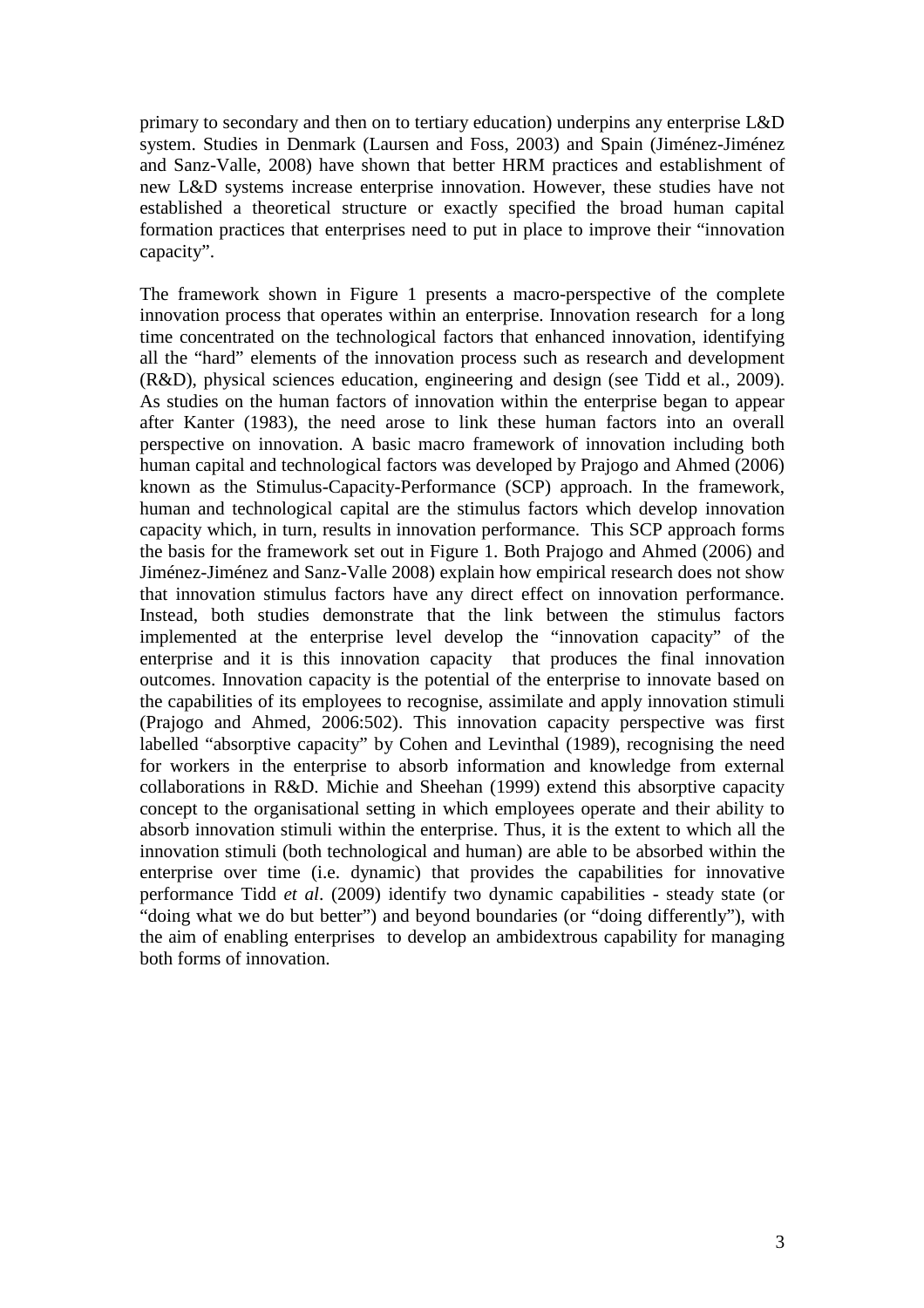primary to secondary and then on to tertiary education) underpins any enterprise L&D system. Studies in Denmark (Laursen and Foss, 2003) and Spain (Jiménez-Jiménez and Sanz-Valle, 2008) have shown that better HRM practices and establishment of new L&D systems increase enterprise innovation. However, these studies have not established a theoretical structure or exactly specified the broad human capital formation practices that enterprises need to put in place to improve their "innovation capacity".

The framework shown in Figure 1 presents a macro-perspective of the complete innovation process that operates within an enterprise. Innovation research for a long time concentrated on the technological factors that enhanced innovation, identifying all the "hard" elements of the innovation process such as research and development (R&D), physical sciences education, engineering and design (see Tidd et al., 2009). As studies on the human factors of innovation within the enterprise began to appear after Kanter (1983), the need arose to link these human factors into an overall perspective on innovation. A basic macro framework of innovation including both human capital and technological factors was developed by Prajogo and Ahmed (2006) known as the Stimulus-Capacity-Performance (SCP) approach. In the framework, human and technological capital are the stimulus factors which develop innovation capacity which, in turn, results in innovation performance. This SCP approach forms the basis for the framework set out in Figure 1. Both Prajogo and Ahmed (2006) and Jiménez-Jiménez and Sanz-Valle 2008) explain how empirical research does not show that innovation stimulus factors have any direct effect on innovation performance. Instead, both studies demonstrate that the link between the stimulus factors implemented at the enterprise level develop the "innovation capacity" of the enterprise and it is this innovation capacity that produces the final innovation outcomes. Innovation capacity is the potential of the enterprise to innovate based on the capabilities of its employees to recognise, assimilate and apply innovation stimuli (Prajogo and Ahmed, 2006:502). This innovation capacity perspective was first labelled "absorptive capacity" by Cohen and Levinthal (1989), recognising the need for workers in the enterprise to absorb information and knowledge from external collaborations in R&D. Michie and Sheehan (1999) extend this absorptive capacity concept to the organisational setting in which employees operate and their ability to absorb innovation stimuli within the enterprise. Thus, it is the extent to which all the innovation stimuli (both technological and human) are able to be absorbed within the enterprise over time (i.e. dynamic) that provides the capabilities for innovative performance Tidd *et al*. (2009) identify two dynamic capabilities - steady state (or "doing what we do but better") and beyond boundaries (or "doing differently"), with the aim of enabling enterprises to develop an ambidextrous capability for managing both forms of innovation.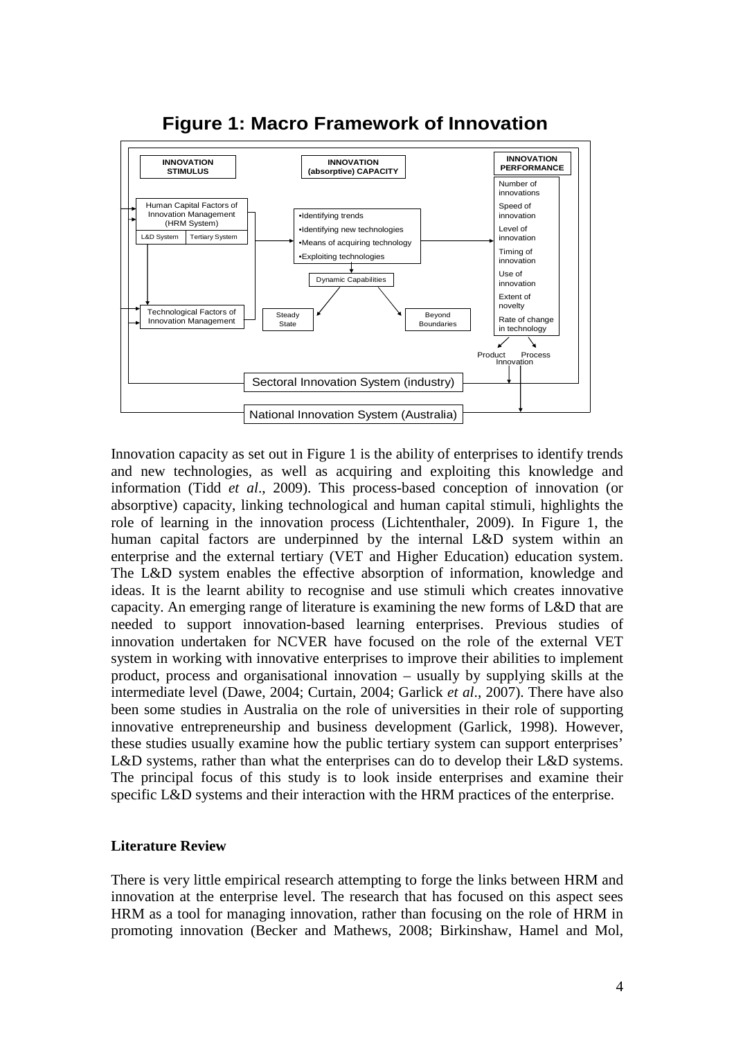**Figure 1: Macro Framework of Innovation**

Innovation capacity as set out in Figure 1 is the ability of enterprises to identify trends and new technologies, as well as acquiring and exploiting this knowledge and information (Tidd *et al*., 2009). This process-based conception of innovation (or absorptive) capacity, linking technological and human capital stimuli, highlights the role of learning in the innovation process (Lichtenthaler, 2009). In Figure 1, the human capital factors are underpinned by the internal L&D system within an enterprise and the external tertiary (VET and Higher Education) education system. The L&D system enables the effective absorption of information, knowledge and ideas. It is the learnt ability to recognise and use stimuli which creates innovative capacity. An emerging range of literature is examining the new forms of L&D that are needed to support innovation-based learning enterprises. Previous studies of innovation undertaken for NCVER have focused on the role of the external VET system in working with innovative enterprises to improve their abilities to implement product, process and organisational innovation – usually by supplying skills at the intermediate level (Dawe, 2004; Curtain, 2004; Garlick *et al*., 2007). There have also been some studies in Australia on the role of universities in their role of supporting innovative entrepreneurship and business development (Garlick, 1998). However, these studies usually examine how the public tertiary system can support enterprises' L&D systems, rather than what the enterprises can do to develop their L&D systems. The principal focus of this study is to look inside enterprises and examine their specific L&D systems and their interaction with the HRM practices of the enterprise.

**Literature Review**

There is very little empirical research attempting to forge the links between HRM and innovation at the enterprise level. The research that has focused on this aspect sees HRM as a tool for managing innovation, rather than focusing on the role of HRM in promoting innovation (Becker and Mathews, 2008; Birkinshaw, Hamel and Mol,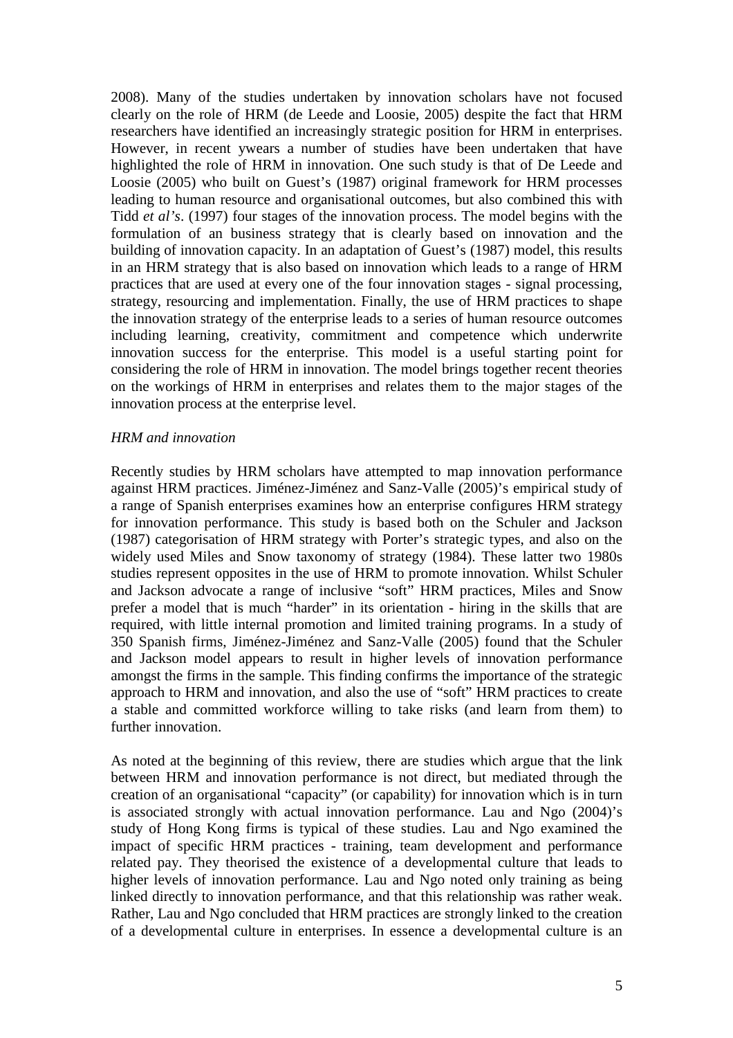2008). Many of the studies undertaken by innovation scholars have not focused clearly on the role of HRM (de Leede and Loosie, 2005) despite the fact that HRM researchers have identified an increasingly strategic position for HRM in enterprises. However, in recent ywears a number of studies have been undertaken that have highlighted the role of HRM in innovation. One such study is that of De Leede and Loosie (2005) who built on Guest's (1987) original framework for HRM processes leading to human resource and organisational outcomes, but also combined this with Tidd *et al's*. (1997) four stages of the innovation process. The model begins with the formulation of an business strategy that is clearly based on innovation and the building of innovation capacity. In an adaptation of Guest's (1987) model, this results in an HRM strategy that is also based on innovation which leads to a range of HRM practices that are used at every one of the four innovation stages - signal processing, strategy, resourcing and implementation. Finally, the use of HRM practices to shape the innovation strategy of the enterprise leads to a series of human resource outcomes including learning, creativity, commitment and competence which underwrite innovation success for the enterprise. This model is a useful starting point for considering the role of HRM in innovation. The model brings together recent theories on the workings of HRM in enterprises and relates them to the major stages of the innovation process at the enterprise level.

*HRM and innovation*

Recently studies by HRM scholars have attempted to map innovation performance against HRM practices. Jiménez-Jiménez and Sanz-Valle (2005)'s empirical study of a range of Spanish enterprises examines how an enterprise configures HRM strategy for innovation performance. This study is based both on the Schuler and Jackson (1987) categorisation of HRM strategy with Porter's strategic types, and also on the widely used Miles and Snow taxonomy of strategy (1984). These latter two 1980s studies represent opposites in the use of HRM to promote innovation. Whilst Schuler and Jackson advocate a range of inclusive "soft" HRM practices, Miles and Snow prefer a model that is much "harder" in its orientation - hiring in the skills that are required, with little internal promotion and limited training programs. In a study of 350 Spanish firms, Jiménez-Jiménez and Sanz-Valle (2005) found that the Schuler and Jackson model appears to result in higher levels of innovation performance amongst the firms in the sample. This finding confirms the importance of the strategic approach to HRM and innovation, and also the use of "soft" HRM practices to create a stable and committed workforce willing to take risks (and learn from them) to further innovation.

As noted at the beginning of this review, there are studies which argue that the link between HRM and innovation performance is not direct, but mediated through the creation of an organisational "capacity" (or capability) for innovation which is in turn is associated strongly with actual innovation performance. Lau and Ngo (2004)'s study of Hong Kong firms is typical of these studies. Lau and Ngo examined the impact of specific HRM practices - training, team development and performance related pay. They theorised the existence of a developmental culture that leads to higher levels of innovation performance. Lau and Ngo noted only training as being linked directly to innovation performance, and that this relationship was rather weak. Rather, Lau and Ngo concluded that HRM practices are strongly linked to the creation of a developmental culture in enterprises. In essence a developmental culture is an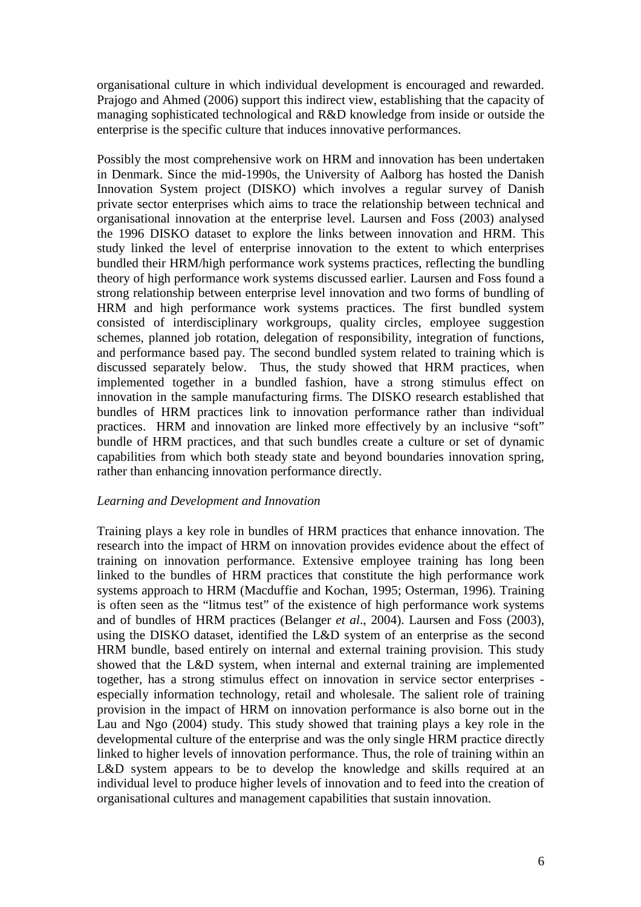organisational culture in which individual development is encouraged and rewarded. Prajogo and Ahmed (2006) support this indirect view, establishing that the capacity of managing sophisticated technological and R&D knowledge from inside or outside the enterprise is the specific culture that induces innovative performances.

Possibly the most comprehensive work on HRM and innovation has been undertaken in Denmark. Since the mid-1990s, the University of Aalborg has hosted the Danish Innovation System project (DISKO) which involves a regular survey of Danish private sector enterprises which aims to trace the relationship between technical and organisational innovation at the enterprise level. Laursen and Foss (2003) analysed the 1996 DISKO dataset to explore the links between innovation and HRM. This study linked the level of enterprise innovation to the extent to which enterprises bundled their HRM/high performance work systems practices, reflecting the bundling theory of high performance work systems discussed earlier. Laursen and Foss found a strong relationship between enterprise level innovation and two forms of bundling of HRM and high performance work systems practices. The first bundled system consisted of interdisciplinary workgroups, quality circles, employee suggestion schemes, planned job rotation, delegation of responsibility, integration of functions, and performance based pay. The second bundled system related to training which is discussed separately below. Thus, the study showed that HRM practices, when implemented together in a bundled fashion, have a strong stimulus effect on innovation in the sample manufacturing firms. The DISKO research established that bundles of HRM practices link to innovation performance rather than individual practices. HRM and innovation are linked more effectively by an inclusive "soft" bundle of HRM practices, and that such bundles create a culture or set of dynamic capabilities from which both steady state and beyond boundaries innovation spring, rather than enhancing innovation performance directly.

*Learning and Development and Innovation*

Training plays a key role in bundles of HRM practices that enhance innovation. The research into the impact of HRM on innovation provides evidence about the effect of training on innovation performance. Extensive employee training has long been linked to the bundles of HRM practices that constitute the high performance work systems approach to HRM (Macduffie and Kochan, 1995; Osterman, 1996). Training is often seen as the "litmus test" of the existence of high performance work systems and of bundles of HRM practices (Belanger *et al*., 2004). Laursen and Foss (2003), using the DISKO dataset, identified the L&D system of an enterprise as the second HRM bundle, based entirely on internal and external training provision. This study showed that the L&D system, when internal and external training are implemented together, has a strong stimulus effect on innovation in service sector enterprises - especially information technology, retail and wholesale. The salient role of training provision in the impact of HRM on innovation performance is also borne out in the Lau and Ngo (2004) study. This study showed that training plays a key role in the developmental culture of the enterprise and was the only single HRM practice directly linked to higher levels of innovation performance. Thus, the role of training within an L&D system appears to be to develop the knowledge and skills required at an individual level to produce higher levels of innovation and to feed into the creation of organisational cultures and management capabilities that sustain innovation.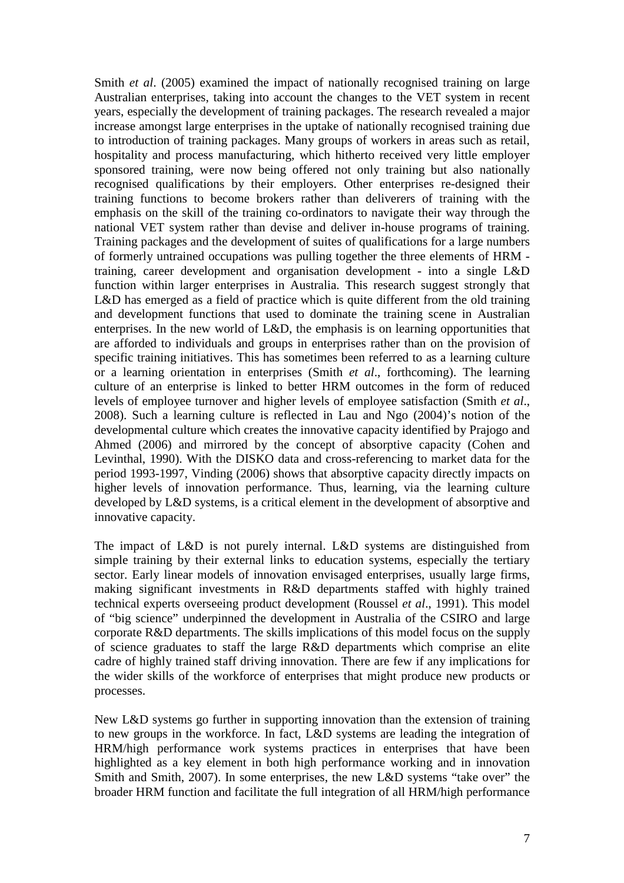Smith *et al*. (2005) examined the impact of nationally recognised training on large Australian enterprises, taking into account the changes to the VET system in recent years, especially the development of training packages. The research revealed a major increase amongst large enterprises in the uptake of nationally recognised training due to introduction of training packages. Many groups of workers in areas such as retail, hospitality and process manufacturing, which hitherto received very little employer sponsored training, were now being offered not only training but also nationally recognised qualifications by their employers. Other enterprises re-designed their training functions to become brokers rather than deliverers of training with the emphasis on the skill of the training co-ordinators to navigate their way through the national VET system rather than devise and deliver in-house programs of training. Training packages and the development of suites of qualifications for a large numbers of formerly untrained occupations was pulling together the three elements of HRM - training, career development and organisation development - into a single L&D function within larger enterprises in Australia. This research suggest strongly that L&D has emerged as a field of practice which is quite different from the old training and development functions that used to dominate the training scene in Australian enterprises. In the new world of L&D, the emphasis is on learning opportunities that are afforded to individuals and groups in enterprises rather than on the provision of specific training initiatives. This has sometimes been referred to as a learning culture or a learning orientation in enterprises (Smith *et al*., forthcoming). The learning culture of an enterprise is linked to better HRM outcomes in the form of reduced levels of employee turnover and higher levels of employee satisfaction (Smith *et al*., 2008). Such a learning culture is reflected in Lau and Ngo (2004)'s notion of the developmental culture which creates the innovative capacity identified by Prajogo and Ahmed (2006) and mirrored by the concept of absorptive capacity (Cohen and Levinthal, 1990). With the DISKO data and cross-referencing to market data for the period 1993-1997, Vinding (2006) shows that absorptive capacity directly impacts on higher levels of innovation performance. Thus, learning, via the learning culture developed by L&D systems, is a critical element in the development of absorptive and innovative capacity.

The impact of L&D is not purely internal. L&D systems are distinguished from simple training by their external links to education systems, especially the tertiary sector. Early linear models of innovation envisaged enterprises, usually large firms, making significant investments in R&D departments staffed with highly trained technical experts overseeing product development (Roussel *et al*., 1991). This model of "big science" underpinned the development in Australia of the CSIRO and large corporate R&D departments. The skills implications of this model focus on the supply of science graduates to staff the large R&D departments which comprise an elite cadre of highly trained staff driving innovation. There are few if any implications for the wider skills of the workforce of enterprises that might produce new products or processes.

New L&D systems go further in supporting innovation than the extension of training to new groups in the workforce. In fact, L&D systems are leading the integration of HRM/high performance work systems practices in enterprises that have been highlighted as a key element in both high performance working and in innovation Smith and Smith, 2007). In some enterprises, the new L&D systems "take over" the broader HRM function and facilitate the full integration of all HRM/high performance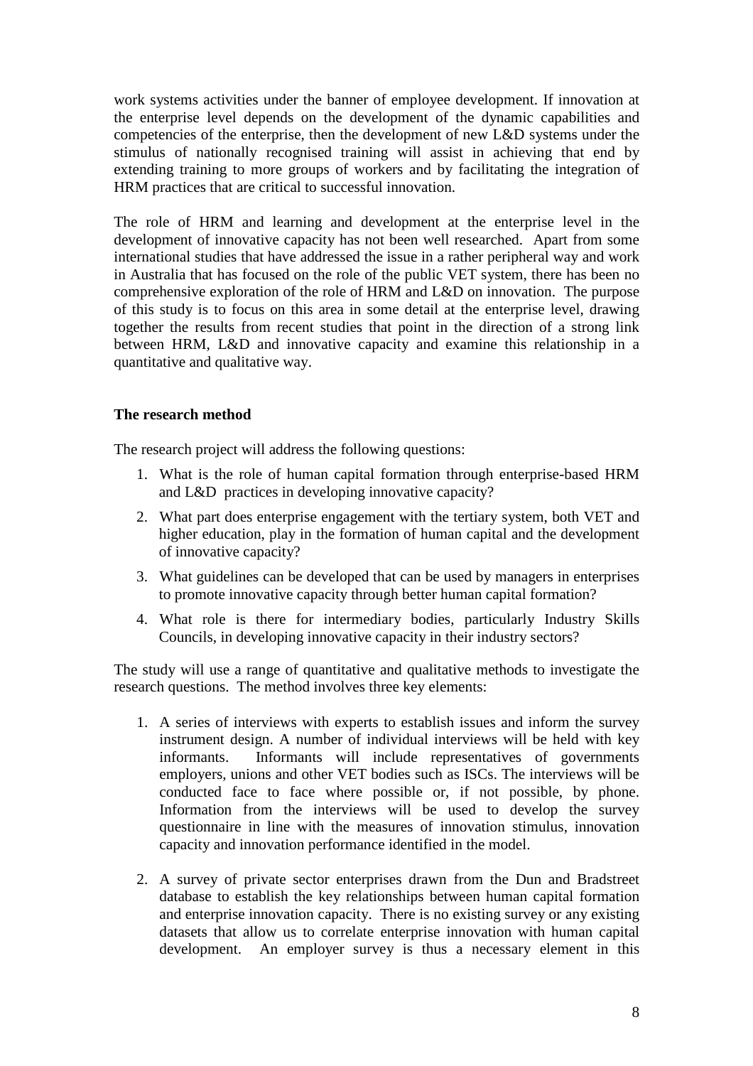work systems activities under the banner of employee development. If innovation at the enterprise level depends on the development of the dynamic capabilities and competencies of the enterprise, then the development of new L&D systems under the stimulus of nationally recognised training will assist in achieving that end by extending training to more groups of workers and by facilitating the integration of HRM practices that are critical to successful innovation.

The role of HRM and learning and development at the enterprise level in the development of innovative capacity has not been well researched. Apart from some international studies that have addressed the issue in a rather peripheral way and work in Australia that has focused on the role of the public VET system, there has been no comprehensive exploration of the role of HRM and L&D on innovation. The purpose of this study is to focus on this area in some detail at the enterprise level, drawing together the results from recent studies that point in the direction of a strong link between HRM, L&D and innovative capacity and examine this relationship in a quantitative and qualitative way.

**The research method**

The research project will address the following questions:

1. What is the role of human capital formation through enterprise-based HRM and L&D practices in developing innovative capacity?
2. What part does enterprise engagement with the tertiary system, both VET and higher education, play in the formation of human capital and the development of innovative capacity?
3. What guidelines can be developed that can be used by managers in enterprises to promote innovative capacity through better human capital formation?
4. What role is there for intermediary bodies, particularly Industry Skills Councils, in developing innovative capacity in their industry sectors?

The study will use a range of quantitative and qualitative methods to investigate the research questions. The method involves three key elements:

1. A series of interviews with experts to establish issues and inform the survey instrument design. A number of individual interviews will be held with key informants. Informants will include representatives of governments employers, unions and other VET bodies such as ISCs. The interviews will be conducted face to face where possible or, if not possible, by phone. Information from the interviews will be used to develop the survey questionnaire in line with the measures of innovation stimulus, innovation capacity and innovation performance identified in the model.

2. A survey of private sector enterprises drawn from the Dun and Bradstreet database to establish the key relationships between human capital formation and enterprise innovation capacity. There is no existing survey or any existing datasets that allow us to correlate enterprise innovation with human capital development. An employer survey is thus a necessary element in this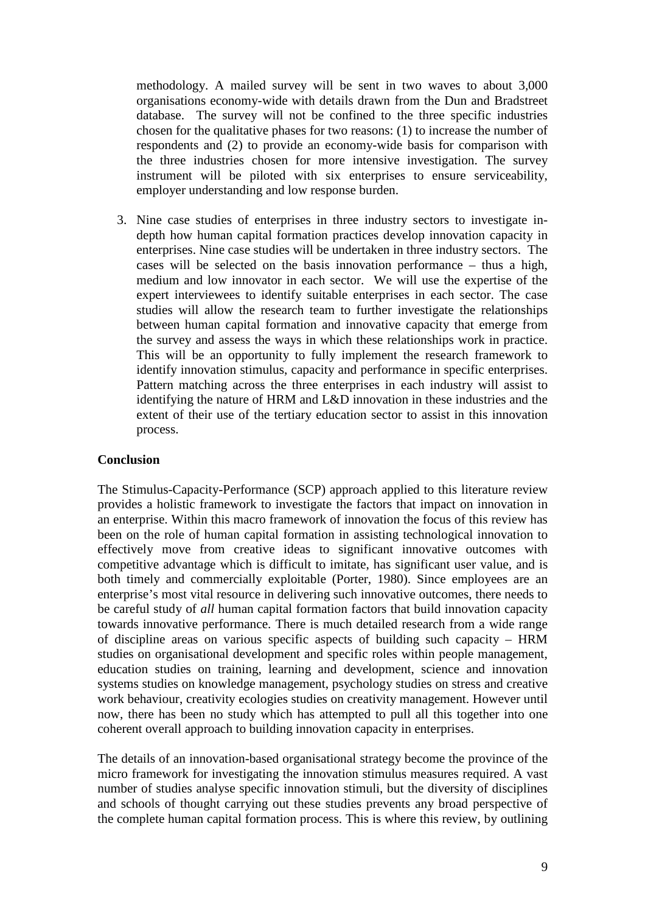methodology. A mailed survey will be sent in two waves to about 3,000 organisations economy-wide with details drawn from the Dun and Bradstreet database. The survey will not be confined to the three specific industries chosen for the qualitative phases for two reasons: (1) to increase the number of respondents and (2) to provide an economy-wide basis for comparison with the three industries chosen for more intensive investigation. The survey instrument will be piloted with six enterprises to ensure serviceability, employer understanding and low response burden.

3. Nine case studies of enterprises in three industry sectors to investigate in-depth how human capital formation practices develop innovation capacity in enterprises. Nine case studies will be undertaken in three industry sectors. The cases will be selected on the basis innovation performance – thus a high, medium and low innovator in each sector. We will use the expertise of the expert interviewees to identify suitable enterprises in each sector. The case studies will allow the research team to further investigate the relationships between human capital formation and innovative capacity that emerge from the survey and assess the ways in which these relationships work in practice. This will be an opportunity to fully implement the research framework to identify innovation stimulus, capacity and performance in specific enterprises. Pattern matching across the three enterprises in each industry will assist to identifying the nature of HRM and L&D innovation in these industries and the extent of their use of the tertiary education sector to assist in this innovation process.

**Conclusion**

The Stimulus-Capacity-Performance (SCP) approach applied to this literature review provides a holistic framework to investigate the factors that impact on innovation in an enterprise. Within this macro framework of innovation the focus of this review has been on the role of human capital formation in assisting technological innovation to effectively move from creative ideas to significant innovative outcomes with competitive advantage which is difficult to imitate, has significant user value, and is both timely and commercially exploitable (Porter, 1980). Since employees are an enterprise's most vital resource in delivering such innovative outcomes, there needs to be careful study of *all* human capital formation factors that build innovation capacity towards innovative performance. There is much detailed research from a wide range of discipline areas on various specific aspects of building such capacity – HRM studies on organisational development and specific roles within people management, education studies on training, learning and development, science and innovation systems studies on knowledge management, psychology studies on stress and creative work behaviour, creativity ecologies studies on creativity management. However until now, there has been no study which has attempted to pull all this together into one coherent overall approach to building innovation capacity in enterprises.

The details of an innovation-based organisational strategy become the province of the micro framework for investigating the innovation stimulus measures required. A vast number of studies analyse specific innovation stimuli, but the diversity of disciplines and schools of thought carrying out these studies prevents any broad perspective of the complete human capital formation process. This is where this review, by outlining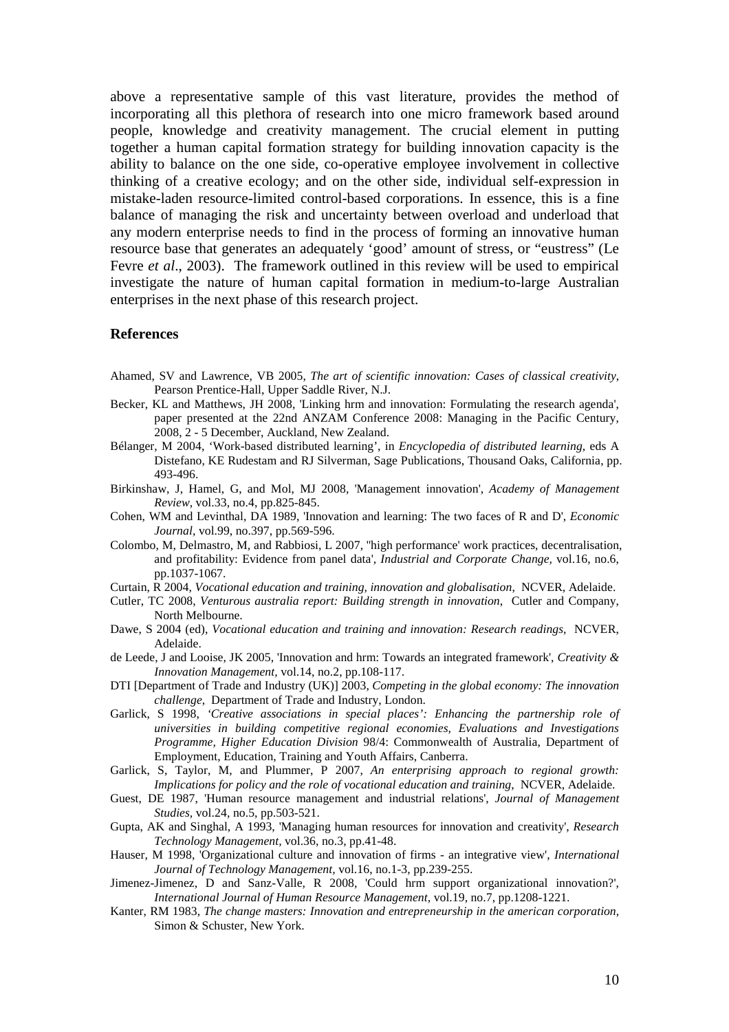above a representative sample of this vast literature, provides the method of incorporating all this plethora of research into one micro framework based around people, knowledge and creativity management. The crucial element in putting together a human capital formation strategy for building innovation capacity is the ability to balance on the one side, co-operative employee involvement in collective thinking of a creative ecology; and on the other side, individual self-expression in mistake-laden resource-limited control-based corporations. In essence, this is a fine balance of managing the risk and uncertainty between overload and underload that any modern enterprise needs to find in the process of forming an innovative human resource base that generates an adequately 'good' amount of stress, or "eustress" (Le Fevre *et al*., 2003). The framework outlined in this review will be used to empirical investigate the nature of human capital formation in medium-to-large Australian enterprises in the next phase of this research project.

## References

Ahamed, SV and Lawrence, VB 2005, *The art of scientific innovation: Cases of classical creativity*, Pearson Prentice-Hall, Upper Saddle River, N.J.

Becker, KL and Matthews, JH 2008, 'Linking hrm and innovation: Formulating the research agenda', paper presented at the 22nd ANZAM Conference 2008: Managing in the Pacific Century, 2008, 2 - 5 December, Auckland, New Zealand.

Bélanger, M 2004, 'Work-based distributed learning', in *Encyclopedia of distributed learning,* eds A Distefano, KE Rudestam and RJ Silverman, Sage Publications, Thousand Oaks, California, pp. 493-496.

Birkinshaw, J, Hamel, G, and Mol, MJ 2008, 'Management innovation', *Academy of Management Review*, vol.33, no.4, pp.825-845.

Cohen, WM and Levinthal, DA 1989, 'Innovation and learning: The two faces of R and D', *Economic Journal*, vol.99, no.397, pp.569-596.

Colombo, M, Delmastro, M, and Rabbiosi, L 2007, ''high performance' work practices, decentralisation, and profitability: Evidence from panel data', *Industrial and Corporate Change,* vol.16, no.6, pp.1037-1067.

Curtain, R 2004, *Vocational education and training, innovation and globalisation,* NCVER, Adelaide.

Cutler, TC 2008, *Venturous australia report: Building strength in innovation*, Cutler and Company, North Melbourne.

Dawe, S 2004 (ed), *Vocational education and training and innovation: Research readings*, NCVER, Adelaide.

de Leede, J and Looise, JK 2005, 'Innovation and hrm: Towards an integrated framework', *Creativity & Innovation Management,* vol.14, no.2, pp.108-117.

DTI [Department of Trade and Industry (UK)] 2003, *Competing in the global economy: The innovation challenge*, Department of Trade and Industry, London.

Garlick, S 1998, *'Creative associations in special places': Enhancing the partnership role of universities in building competitive regional economies, Evaluations and Investigations Programme, Higher Education Division* 98/4: Commonwealth of Australia, Department of Employment, Education, Training and Youth Affairs, Canberra.

Garlick, S, Taylor, M, and Plummer, P 2007, *An enterprising approach to regional growth: Implications for policy and the role of vocational education and training*, NCVER, Adelaide.

Guest, DE 1987, 'Human resource management and industrial relations', *Journal of Management Studies*, vol.24, no.5, pp.503-521.

Gupta, AK and Singhal, A 1993, 'Managing human resources for innovation and creativity', *Research Technology Management,* vol.36, no.3, pp.41-48.

Hauser, M 1998, 'Organizational culture and innovation of firms - an integrative view', *International Journal of Technology Management,* vol.16, no.1-3, pp.239-255.

Jimenez-Jimenez, D and Sanz-Valle, R 2008, 'Could hrm support organizational innovation?', *International Journal of Human Resource Management,* vol.19, no.7, pp.1208-1221.

Kanter, RM 1983, *The change masters: Innovation and entrepreneurship in the american corporation,* Simon & Schuster, New York.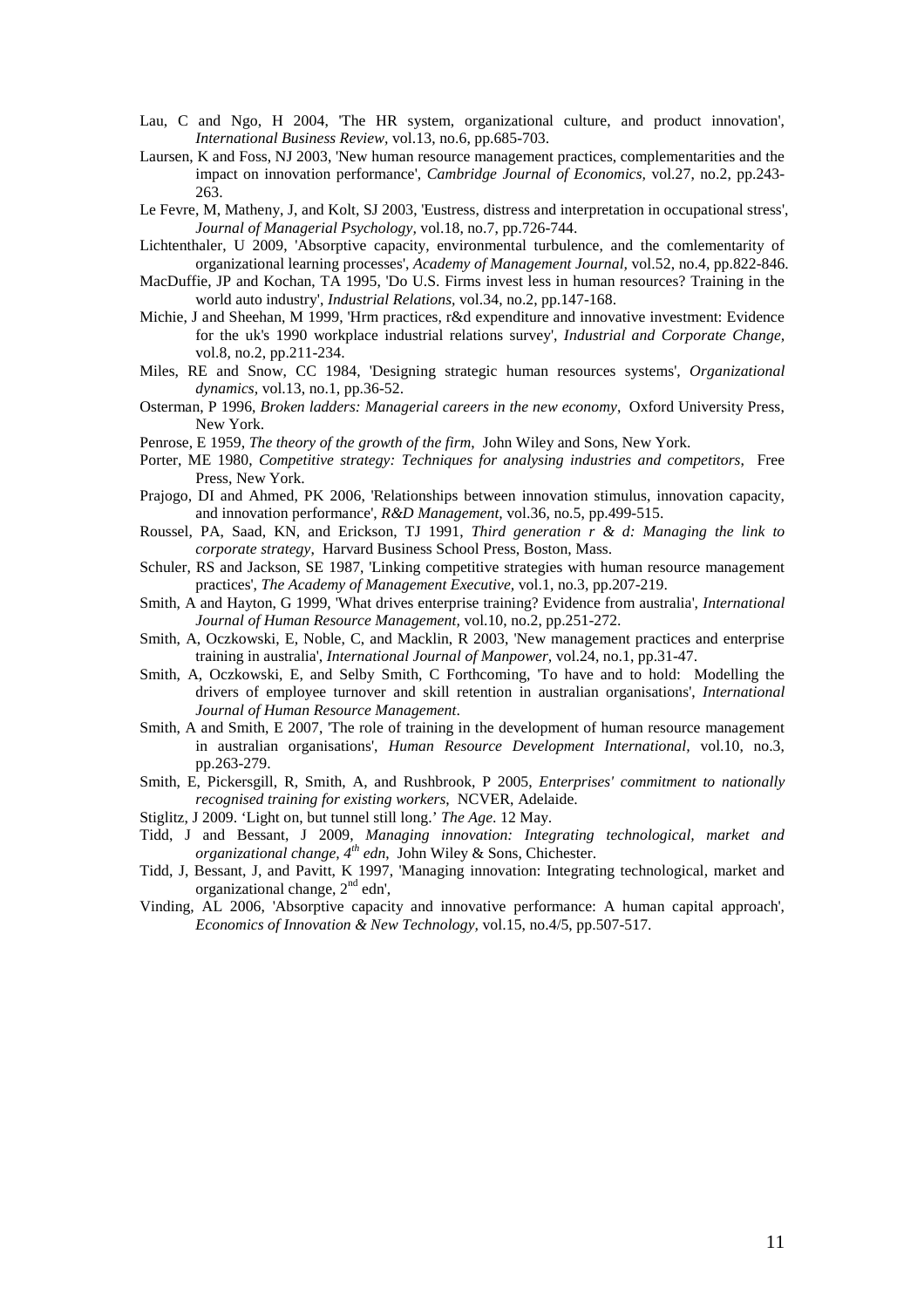Lau, C and Ngo, H 2004, 'The HR system, organizational culture, and product innovation', *International Business Review*, vol.13, no.6, pp.685-703.

Laursen, K and Foss, NJ 2003, 'New human resource management practices, complementarities and the impact on innovation performance', *Cambridge Journal of Economics*, vol.27, no.2, pp.243-263.

Le Fevre, M, Matheny, J, and Kolt, SJ 2003, 'Eustress, distress and interpretation in occupational stress', *Journal of Managerial Psychology*, vol.18, no.7, pp.726-744.

Lichtenthaler, U 2009, 'Absorptive capacity, environmental turbulence, and the comlementarity of organizational learning processes', *Academy of Management Journal*, vol.52, no.4, pp.822-846.

MacDuffie, JP and Kochan, TA 1995, 'Do U.S. Firms invest less in human resources? Training in the world auto industry', *Industrial Relations*, vol.34, no.2, pp.147-168.

Michie, J and Sheehan, M 1999, 'Hrm practices, r&d expenditure and innovative investment: Evidence for the uk's 1990 workplace industrial relations survey', *Industrial and Corporate Change*, vol.8, no.2, pp.211-234.

Miles, RE and Snow, CC 1984, 'Designing strategic human resources systems', *Organizational dynamics*, vol.13, no.1, pp.36-52.

Osterman, P 1996, *Broken ladders: Managerial careers in the new economy*, Oxford University Press, New York.

Penrose, E 1959, *The theory of the growth of the firm*, John Wiley and Sons, New York.

Porter, ME 1980, *Competitive strategy: Techniques for analysing industries and competitors*, Free Press, New York.

Prajogo, DI and Ahmed, PK 2006, 'Relationships between innovation stimulus, innovation capacity, and innovation performance', *R&D Management*, vol.36, no.5, pp.499-515.

Roussel, PA, Saad, KN, and Erickson, TJ 1991, *Third generation r & d: Managing the link to corporate strategy*, Harvard Business School Press, Boston, Mass.

Schuler, RS and Jackson, SE 1987, 'Linking competitive strategies with human resource management practices', *The Academy of Management Executive*, vol.1, no.3, pp.207-219.

Smith, A and Hayton, G 1999, 'What drives enterprise training? Evidence from australia', *International Journal of Human Resource Management*, vol.10, no.2, pp.251-272.

Smith, A, Oczkowski, E, Noble, C, and Macklin, R 2003, 'New management practices and enterprise training in australia', *International Journal of Manpower*, vol.24, no.1, pp.31-47.

Smith, A, Oczkowski, E, and Selby Smith, C Forthcoming, 'To have and to hold: Modelling the drivers of employee turnover and skill retention in australian organisations', *International Journal of Human Resource Management*.

Smith, A and Smith, E 2007, 'The role of training in the development of human resource management in australian organisations', *Human Resource Development International*, vol.10, no.3, pp.263-279.

Smith, E, Pickersgill, R, Smith, A, and Rushbrook, P 2005, *Enterprises' commitment to nationally recognised training for existing workers*, NCVER, Adelaide.

Stiglitz, J 2009. 'Light on, but tunnel still long.' *The Age.* 12 May.

Tidd, J and Bessant, J 2009, *Managing innovation: Integrating technological, market and organizational change, 4th edn*, John Wiley & Sons, Chichester.

Tidd, J, Bessant, J, and Pavitt, K 1997, 'Managing innovation: Integrating technological, market and organizational change, 2nd edn',

Vinding, AL 2006, 'Absorptive capacity and innovative performance: A human capital approach', *Economics of Innovation & New Technology*, vol.15, no.4/5, pp.507-517.